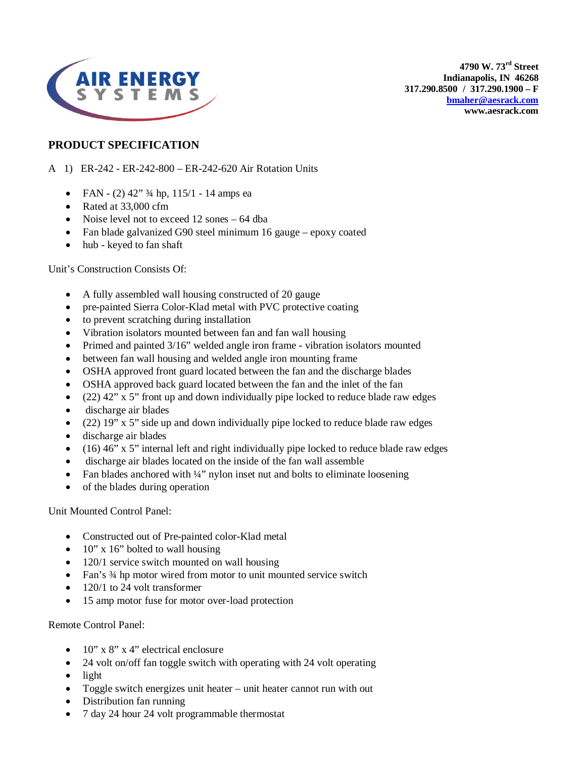AIR ENERGY SYSTEMS

**4790 W. 73rd Street**
**Indianapolis, IN 46268**
**317.290.8500 / 317.290.1900 – F**
**bmaher@aesrack.com**
**www.aesrack.com**

## PRODUCT SPECIFICATION

A 1) ER-242 - ER-242-800 – ER-242-620 Air Rotation Units

- FAN - (2) 42" ¾ hp, 115/1 - 14 amps ea
- Rated at 33,000 cfm
- Noise level not to exceed 12 sones – 64 dba
- Fan blade galvanized G90 steel minimum 16 gauge – epoxy coated
- hub - keyed to fan shaft

Unit's Construction Consists Of:

- A fully assembled wall housing constructed of 20 gauge
- pre-painted Sierra Color-Klad metal with PVC protective coating
- to prevent scratching during installation
- Vibration isolators mounted between fan and fan wall housing
- Primed and painted 3/16" welded angle iron frame - vibration isolators mounted
- between fan wall housing and welded angle iron mounting frame
- OSHA approved front guard located between the fan and the discharge blades
- OSHA approved back guard located between the fan and the inlet of the fan
- (22) 42" x 5" front up and down individually pipe locked to reduce blade raw edges
- discharge air blades
- (22) 19" x 5" side up and down individually pipe locked to reduce blade raw edges
- discharge air blades
- (16) 46" x 5" internal left and right individually pipe locked to reduce blade raw edges
- discharge air blades located on the inside of the fan wall assemble
- Fan blades anchored with ¼" nylon inset nut and bolts to eliminate loosening
- of the blades during operation

Unit Mounted Control Panel:

- Constructed out of Pre-painted color-Klad metal
- 10" x 16" bolted to wall housing
- 120/1 service switch mounted on wall housing
- Fan's ¾ hp motor wired from motor to unit mounted service switch
- 120/1 to 24 volt transformer
- 15 amp motor fuse for motor over-load protection

Remote Control Panel:

- 10" x 8" x 4" electrical enclosure
- 24 volt on/off fan toggle switch with operating with 24 volt operating
- light
- Toggle switch energizes unit heater – unit heater cannot run with out
- Distribution fan running
- 7 day 24 hour 24 volt programmable thermostat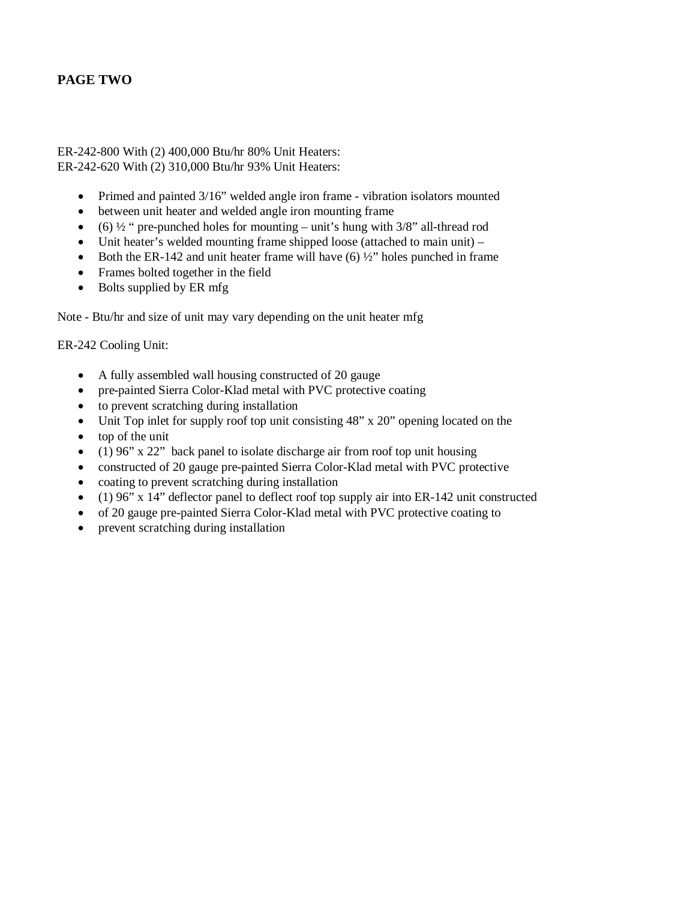**PAGE TWO**

ER-242-800 With (2) 400,000 Btu/hr 80% Unit Heaters:
ER-242-620 With (2) 310,000 Btu/hr 93% Unit Heaters:

- Primed and painted 3/16" welded angle iron frame - vibration isolators mounted
- between unit heater and welded angle iron mounting frame
- (6) ½ " pre-punched holes for mounting – unit's hung with 3/8" all-thread rod
- Unit heater's welded mounting frame shipped loose (attached to main unit) –
- Both the ER-142 and unit heater frame will have (6) ½" holes punched in frame
- Frames bolted together in the field
- Bolts supplied by ER mfg

Note - Btu/hr and size of unit may vary depending on the unit heater mfg

ER-242 Cooling Unit:

- A fully assembled wall housing constructed of 20 gauge
- pre-painted Sierra Color-Klad metal with PVC protective coating
- to prevent scratching during installation
- Unit Top inlet for supply roof top unit consisting 48" x 20" opening located on the
- top of the unit
- (1) 96" x 22" back panel to isolate discharge air from roof top unit housing
- constructed of 20 gauge pre-painted Sierra Color-Klad metal with PVC protective
- coating to prevent scratching during installation
- (1) 96" x 14" deflector panel to deflect roof top supply air into ER-142 unit constructed
- of 20 gauge pre-painted Sierra Color-Klad metal with PVC protective coating to
- prevent scratching during installation